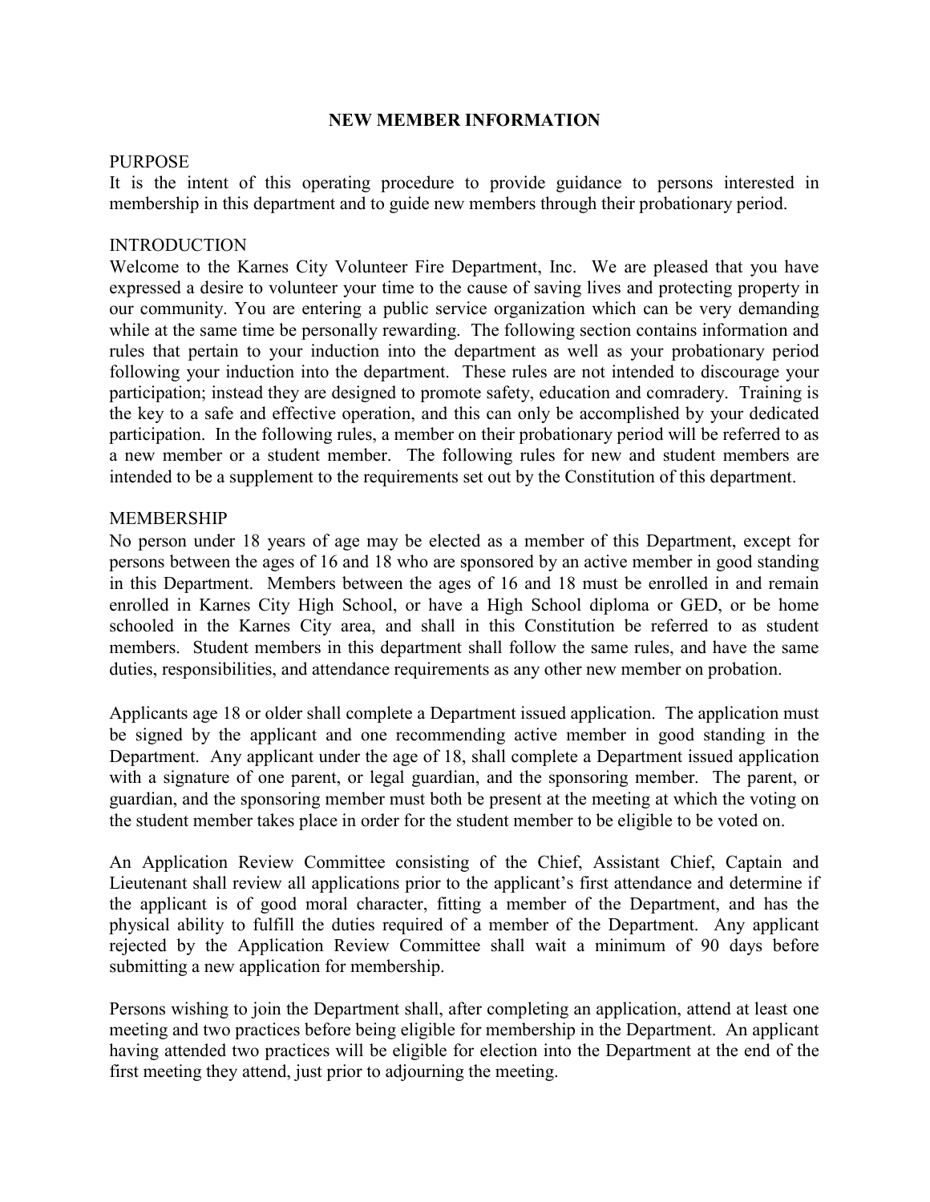# NEW MEMBER INFORMATION

## PURPOSE

It is the intent of this operating procedure to provide guidance to persons interested in membership in this department and to guide new members through their probationary period.

## INTRODUCTION

Welcome to the Karnes City Volunteer Fire Department, Inc. We are pleased that you have expressed a desire to volunteer your time to the cause of saving lives and protecting property in our community. You are entering a public service organization which can be very demanding while at the same time be personally rewarding. The following section contains information and rules that pertain to your induction into the department as well as your probationary period following your induction into the department. These rules are not intended to discourage your participation; instead they are designed to promote safety, education and comradery. Training is the key to a safe and effective operation, and this can only be accomplished by your dedicated participation. In the following rules, a member on their probationary period will be referred to as a new member or a student member. The following rules for new and student members are intended to be a supplement to the requirements set out by the Constitution of this department.

## MEMBERSHIP

No person under 18 years of age may be elected as a member of this Department, except for persons between the ages of 16 and 18 who are sponsored by an active member in good standing in this Department. Members between the ages of 16 and 18 must be enrolled in and remain enrolled in Karnes City High School, or have a High School diploma or GED, or be home schooled in the Karnes City area, and shall in this Constitution be referred to as student members. Student members in this department shall follow the same rules, and have the same duties, responsibilities, and attendance requirements as any other new member on probation.

Applicants age 18 or older shall complete a Department issued application. The application must be signed by the applicant and one recommending active member in good standing in the Department. Any applicant under the age of 18, shall complete a Department issued application with a signature of one parent, or legal guardian, and the sponsoring member. The parent, or guardian, and the sponsoring member must both be present at the meeting at which the voting on the student member takes place in order for the student member to be eligible to be voted on.

An Application Review Committee consisting of the Chief, Assistant Chief, Captain and Lieutenant shall review all applications prior to the applicant's first attendance and determine if the applicant is of good moral character, fitting a member of the Department, and has the physical ability to fulfill the duties required of a member of the Department. Any applicant rejected by the Application Review Committee shall wait a minimum of 90 days before submitting a new application for membership.

Persons wishing to join the Department shall, after completing an application, attend at least one meeting and two practices before being eligible for membership in the Department. An applicant having attended two practices will be eligible for election into the Department at the end of the first meeting they attend, just prior to adjourning the meeting.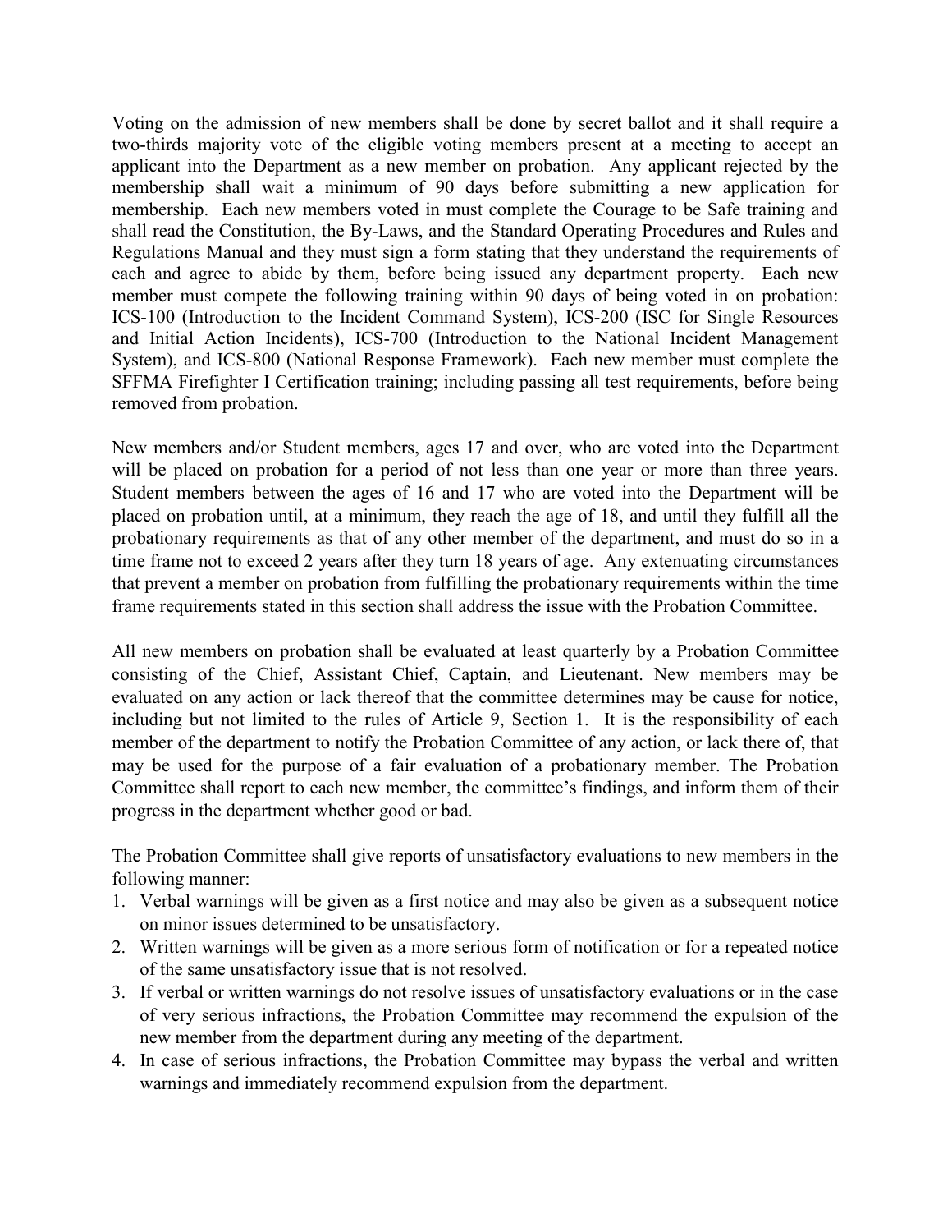Voting on the admission of new members shall be done by secret ballot and it shall require a two-thirds majority vote of the eligible voting members present at a meeting to accept an applicant into the Department as a new member on probation. Any applicant rejected by the membership shall wait a minimum of 90 days before submitting a new application for membership. Each new members voted in must complete the Courage to be Safe training and shall read the Constitution, the By-Laws, and the Standard Operating Procedures and Rules and Regulations Manual and they must sign a form stating that they understand the requirements of each and agree to abide by them, before being issued any department property. Each new member must compete the following training within 90 days of being voted in on probation: ICS-100 (Introduction to the Incident Command System), ICS-200 (ISC for Single Resources and Initial Action Incidents), ICS-700 (Introduction to the National Incident Management System), and ICS-800 (National Response Framework). Each new member must complete the SFFMA Firefighter I Certification training; including passing all test requirements, before being removed from probation.

New members and/or Student members, ages 17 and over, who are voted into the Department will be placed on probation for a period of not less than one year or more than three years. Student members between the ages of 16 and 17 who are voted into the Department will be placed on probation until, at a minimum, they reach the age of 18, and until they fulfill all the probationary requirements as that of any other member of the department, and must do so in a time frame not to exceed 2 years after they turn 18 years of age. Any extenuating circumstances that prevent a member on probation from fulfilling the probationary requirements within the time frame requirements stated in this section shall address the issue with the Probation Committee.

All new members on probation shall be evaluated at least quarterly by a Probation Committee consisting of the Chief, Assistant Chief, Captain, and Lieutenant. New members may be evaluated on any action or lack thereof that the committee determines may be cause for notice, including but not limited to the rules of Article 9, Section 1. It is the responsibility of each member of the department to notify the Probation Committee of any action, or lack there of, that may be used for the purpose of a fair evaluation of a probationary member. The Probation Committee shall report to each new member, the committee's findings, and inform them of their progress in the department whether good or bad.

The Probation Committee shall give reports of unsatisfactory evaluations to new members in the following manner:

1. Verbal warnings will be given as a first notice and may also be given as a subsequent notice on minor issues determined to be unsatisfactory.
2. Written warnings will be given as a more serious form of notification or for a repeated notice of the same unsatisfactory issue that is not resolved.
3. If verbal or written warnings do not resolve issues of unsatisfactory evaluations or in the case of very serious infractions, the Probation Committee may recommend the expulsion of the new member from the department during any meeting of the department.
4. In case of serious infractions, the Probation Committee may bypass the verbal and written warnings and immediately recommend expulsion from the department.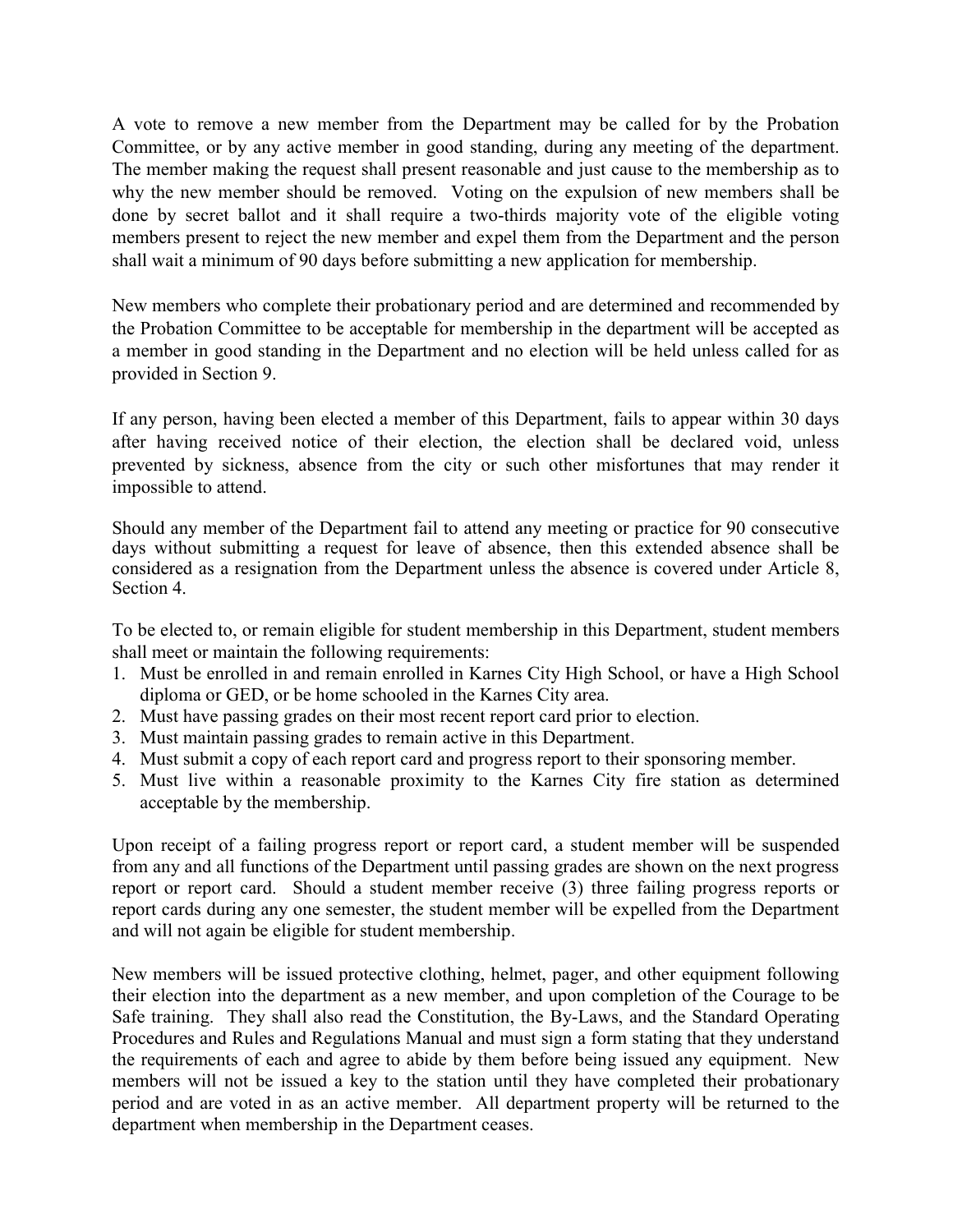A vote to remove a new member from the Department may be called for by the Probation Committee, or by any active member in good standing, during any meeting of the department. The member making the request shall present reasonable and just cause to the membership as to why the new member should be removed. Voting on the expulsion of new members shall be done by secret ballot and it shall require a two-thirds majority vote of the eligible voting members present to reject the new member and expel them from the Department and the person shall wait a minimum of 90 days before submitting a new application for membership.

New members who complete their probationary period and are determined and recommended by the Probation Committee to be acceptable for membership in the department will be accepted as a member in good standing in the Department and no election will be held unless called for as provided in Section 9.

If any person, having been elected a member of this Department, fails to appear within 30 days after having received notice of their election, the election shall be declared void, unless prevented by sickness, absence from the city or such other misfortunes that may render it impossible to attend.

Should any member of the Department fail to attend any meeting or practice for 90 consecutive days without submitting a request for leave of absence, then this extended absence shall be considered as a resignation from the Department unless the absence is covered under Article 8, Section 4.

To be elected to, or remain eligible for student membership in this Department, student members shall meet or maintain the following requirements:

1. Must be enrolled in and remain enrolled in Karnes City High School, or have a High School diploma or GED, or be home schooled in the Karnes City area.
2. Must have passing grades on their most recent report card prior to election.
3. Must maintain passing grades to remain active in this Department.
4. Must submit a copy of each report card and progress report to their sponsoring member.
5. Must live within a reasonable proximity to the Karnes City fire station as determined acceptable by the membership.

Upon receipt of a failing progress report or report card, a student member will be suspended from any and all functions of the Department until passing grades are shown on the next progress report or report card. Should a student member receive (3) three failing progress reports or report cards during any one semester, the student member will be expelled from the Department and will not again be eligible for student membership.

New members will be issued protective clothing, helmet, pager, and other equipment following their election into the department as a new member, and upon completion of the Courage to be Safe training. They shall also read the Constitution, the By-Laws, and the Standard Operating Procedures and Rules and Regulations Manual and must sign a form stating that they understand the requirements of each and agree to abide by them before being issued any equipment. New members will not be issued a key to the station until they have completed their probationary period and are voted in as an active member. All department property will be returned to the department when membership in the Department ceases.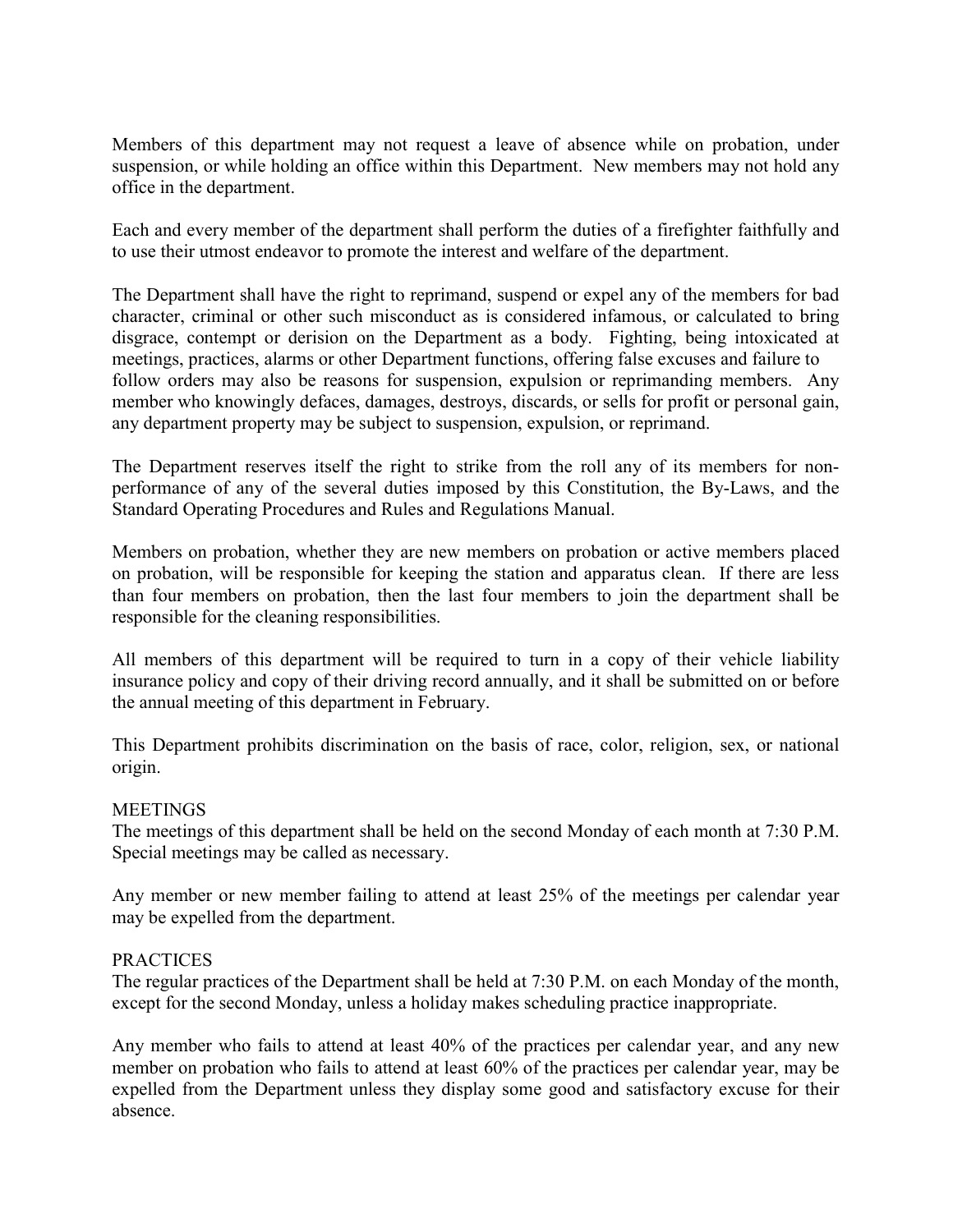Members of this department may not request a leave of absence while on probation, under suspension, or while holding an office within this Department. New members may not hold any office in the department.

Each and every member of the department shall perform the duties of a firefighter faithfully and to use their utmost endeavor to promote the interest and welfare of the department.

The Department shall have the right to reprimand, suspend or expel any of the members for bad character, criminal or other such misconduct as is considered infamous, or calculated to bring disgrace, contempt or derision on the Department as a body. Fighting, being intoxicated at meetings, practices, alarms or other Department functions, offering false excuses and failure to follow orders may also be reasons for suspension, expulsion or reprimanding members. Any member who knowingly defaces, damages, destroys, discards, or sells for profit or personal gain, any department property may be subject to suspension, expulsion, or reprimand.

The Department reserves itself the right to strike from the roll any of its members for non-performance of any of the several duties imposed by this Constitution, the By-Laws, and the Standard Operating Procedures and Rules and Regulations Manual.

Members on probation, whether they are new members on probation or active members placed on probation, will be responsible for keeping the station and apparatus clean. If there are less than four members on probation, then the last four members to join the department shall be responsible for the cleaning responsibilities.

All members of this department will be required to turn in a copy of their vehicle liability insurance policy and copy of their driving record annually, and it shall be submitted on or before the annual meeting of this department in February.

This Department prohibits discrimination on the basis of race, color, religion, sex, or national origin.

MEETINGS

The meetings of this department shall be held on the second Monday of each month at 7:30 P.M. Special meetings may be called as necessary.

Any member or new member failing to attend at least 25% of the meetings per calendar year may be expelled from the department.

PRACTICES

The regular practices of the Department shall be held at 7:30 P.M. on each Monday of the month, except for the second Monday, unless a holiday makes scheduling practice inappropriate.

Any member who fails to attend at least 40% of the practices per calendar year, and any new member on probation who fails to attend at least 60% of the practices per calendar year, may be expelled from the Department unless they display some good and satisfactory excuse for their absence.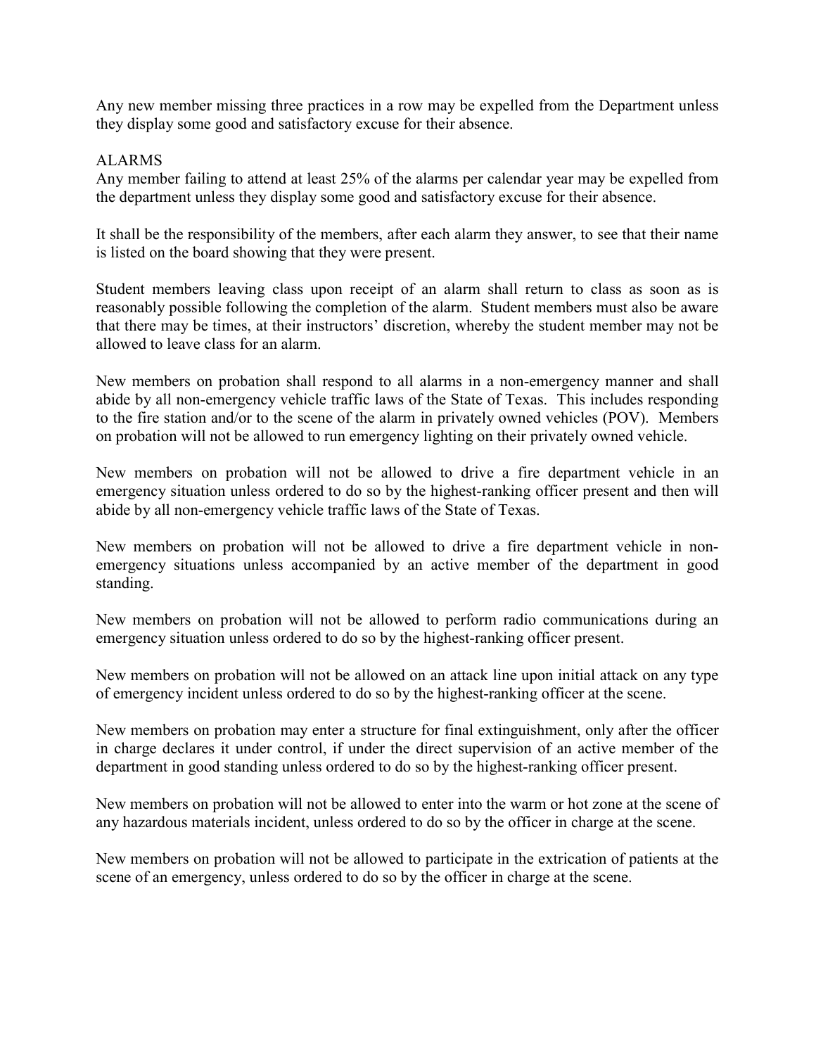Any new member missing three practices in a row may be expelled from the Department unless they display some good and satisfactory excuse for their absence.

## ALARMS

Any member failing to attend at least 25% of the alarms per calendar year may be expelled from the department unless they display some good and satisfactory excuse for their absence.

It shall be the responsibility of the members, after each alarm they answer, to see that their name is listed on the board showing that they were present.

Student members leaving class upon receipt of an alarm shall return to class as soon as is reasonably possible following the completion of the alarm. Student members must also be aware that there may be times, at their instructors' discretion, whereby the student member may not be allowed to leave class for an alarm.

New members on probation shall respond to all alarms in a non-emergency manner and shall abide by all non-emergency vehicle traffic laws of the State of Texas. This includes responding to the fire station and/or to the scene of the alarm in privately owned vehicles (POV). Members on probation will not be allowed to run emergency lighting on their privately owned vehicle.

New members on probation will not be allowed to drive a fire department vehicle in an emergency situation unless ordered to do so by the highest-ranking officer present and then will abide by all non-emergency vehicle traffic laws of the State of Texas.

New members on probation will not be allowed to drive a fire department vehicle in non-emergency situations unless accompanied by an active member of the department in good standing.

New members on probation will not be allowed to perform radio communications during an emergency situation unless ordered to do so by the highest-ranking officer present.

New members on probation will not be allowed on an attack line upon initial attack on any type of emergency incident unless ordered to do so by the highest-ranking officer at the scene.

New members on probation may enter a structure for final extinguishment, only after the officer in charge declares it under control, if under the direct supervision of an active member of the department in good standing unless ordered to do so by the highest-ranking officer present.

New members on probation will not be allowed to enter into the warm or hot zone at the scene of any hazardous materials incident, unless ordered to do so by the officer in charge at the scene.

New members on probation will not be allowed to participate in the extrication of patients at the scene of an emergency, unless ordered to do so by the officer in charge at the scene.